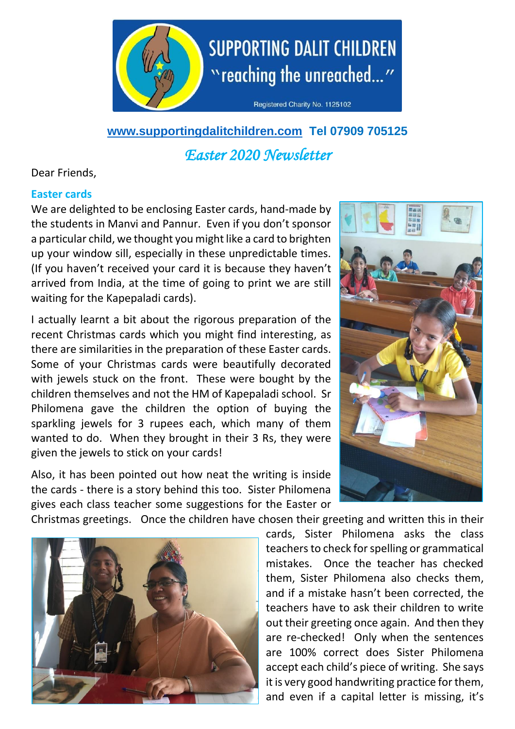# SUPPORTING DALIT CHILDREN

"reaching the unreached..."

Registered Charity No. 1125102

**www.supportingdalitchildren.com Tel 07909 705125**

## *Easter 2020 Newsletter*

Dear Friends,

### Easter cards

We are delighted to be enclosing Easter cards, hand-made by the students in Manvi and Pannur. Even if you don't sponsor a particular child, we thought you might like a card to brighten up your window sill, especially in these unpredictable times. (If you haven't received your card it is because they haven't arrived from India, at the time of going to print we are still waiting for the Kapepaladi cards).

I actually learnt a bit about the rigorous preparation of the recent Christmas cards which you might find interesting, as there are similarities in the preparation of these Easter cards. Some of your Christmas cards were beautifully decorated with jewels stuck on the front. These were bought by the children themselves and not the HM of Kapepaladi school. Sr Philomena gave the children the option of buying the sparkling jewels for 3 rupees each, which many of them wanted to do. When they brought in their 3 Rs, they were given the jewels to stick on your cards!

Also, it has been pointed out how neat the writing is inside the cards - there is a story behind this too. Sister Philomena gives each class teacher some suggestions for the Easter or Christmas greetings. Once the children have chosen their greeting and written this in their cards, Sister Philomena asks the class teachers to check for spelling or grammatical mistakes. Once the teacher has checked them, Sister Philomena also checks them, and if a mistake hasn't been corrected, the teachers have to ask their children to write out their greeting once again. And then they are re-checked! Only when the sentences are 100% correct does Sister Philomena accept each child's piece of writing. She says it is very good handwriting practice for them, and even if a capital letter is missing, it's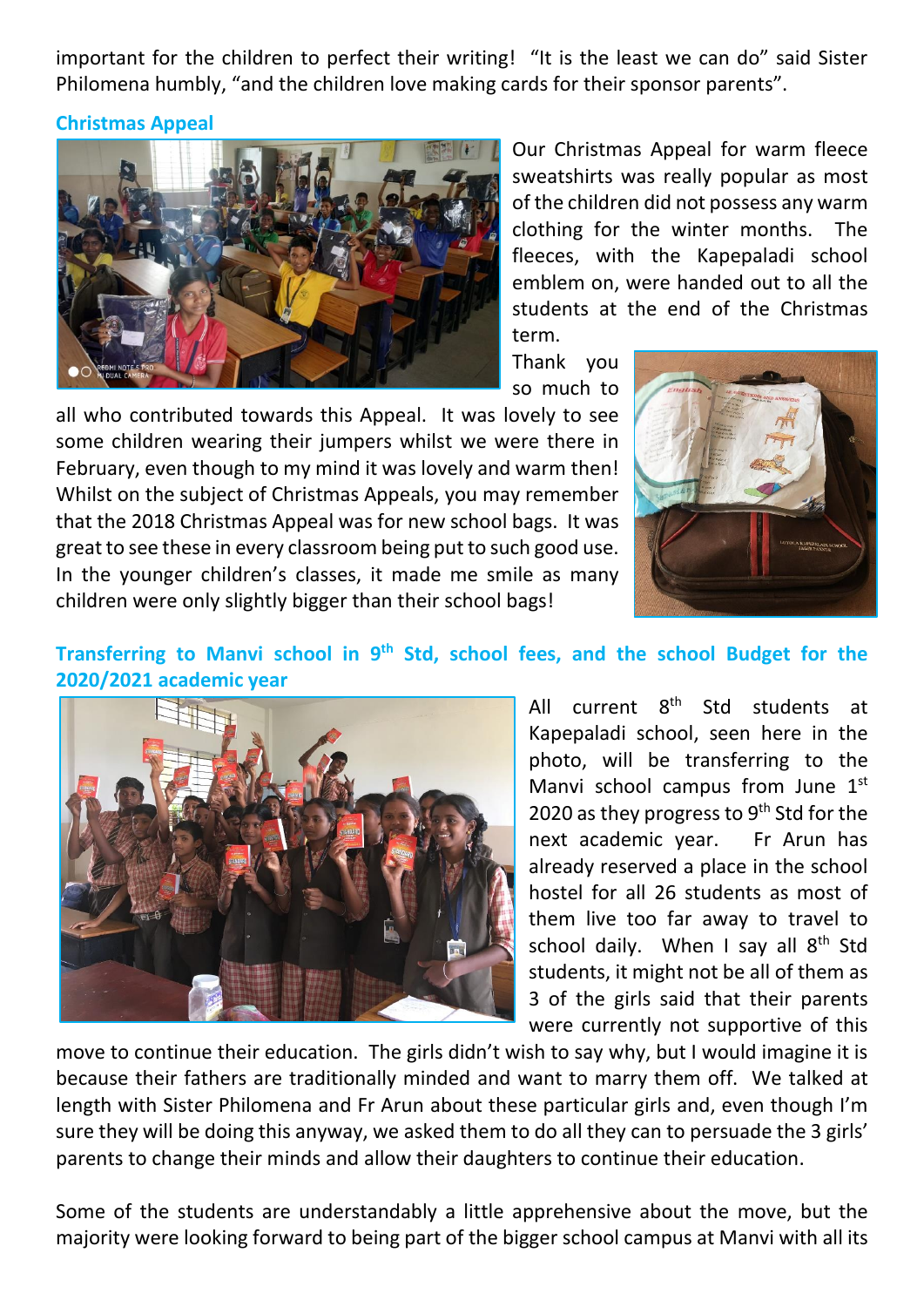important for the children to perfect their writing! "It is the least we can do" said Sister Philomena humbly, "and the children love making cards for their sponsor parents".

### Christmas Appeal

Our Christmas Appeal for warm fleece sweatshirts was really popular as most of the children did not possess any warm clothing for the winter months. The fleeces, with the Kapepaladi school emblem on, were handed out to all the students at the end of the Christmas term.

Thank you so much to all who contributed towards this Appeal. It was lovely to see some children wearing their jumpers whilst we were there in February, even though to my mind it was lovely and warm then! Whilst on the subject of Christmas Appeals, you may remember that the 2018 Christmas Appeal was for new school bags. It was great to see these in every classroom being put to such good use. In the younger children's classes, it made me smile as many children were only slightly bigger than their school bags!

### Transferring to Manvi school in 9th Std, school fees, and the school Budget for the 2020/2021 academic year

All current 8th Std students at Kapepaladi school, seen here in the photo, will be transferring to the Manvi school campus from June 1st 2020 as they progress to 9th Std for the next academic year. Fr Arun has already reserved a place in the school hostel for all 26 students as most of them live too far away to travel to school daily. When I say all 8th Std students, it might not be all of them as 3 of the girls said that their parents were currently not supportive of this move to continue their education. The girls didn't wish to say why, but I would imagine it is because their fathers are traditionally minded and want to marry them off. We talked at length with Sister Philomena and Fr Arun about these particular girls and, even though I'm sure they will be doing this anyway, we asked them to do all they can to persuade the 3 girls' parents to change their minds and allow their daughters to continue their education.

Some of the students are understandably a little apprehensive about the move, but the majority were looking forward to being part of the bigger school campus at Manvi with all its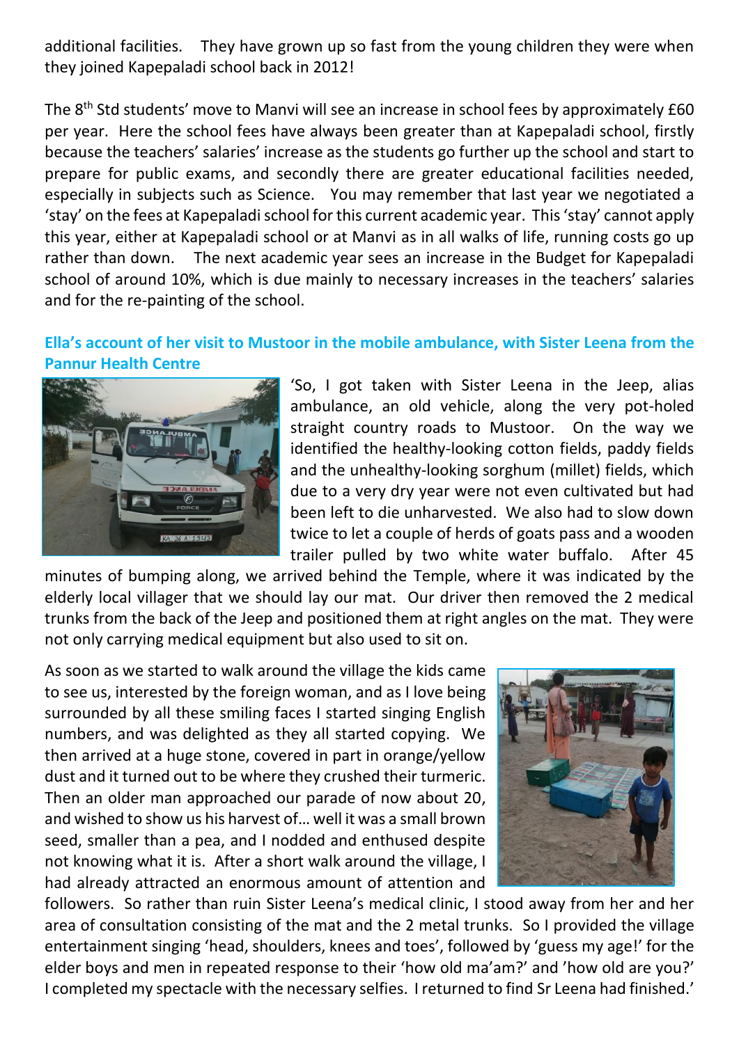additional facilities. They have grown up so fast from the young children they were when they joined Kapepaladi school back in 2012!

The 8th Std students' move to Manvi will see an increase in school fees by approximately £60 per year. Here the school fees have always been greater than at Kapepaladi school, firstly because the teachers' salaries' increase as the students go further up the school and start to prepare for public exams, and secondly there are greater educational facilities needed, especially in subjects such as Science. You may remember that last year we negotiated a 'stay' on the fees at Kapepaladi school for this current academic year. This 'stay' cannot apply this year, either at Kapepaladi school or at Manvi as in all walks of life, running costs go up rather than down. The next academic year sees an increase in the Budget for Kapepaladi school of around 10%, which is due mainly to necessary increases in the teachers' salaries and for the re-painting of the school.

### Ella's account of her visit to Mustoor in the mobile ambulance, with Sister Leena from the Pannur Health Centre

'So, I got taken with Sister Leena in the Jeep, alias ambulance, an old vehicle, along the very pot-holed straight country roads to Mustoor. On the way we identified the healthy-looking cotton fields, paddy fields and the unhealthy-looking sorghum (millet) fields, which due to a very dry year were not even cultivated but had been left to die unharvested. We also had to slow down twice to let a couple of herds of goats pass and a wooden trailer pulled by two white water buffalo. After 45 minutes of bumping along, we arrived behind the Temple, where it was indicated by the elderly local villager that we should lay our mat. Our driver then removed the 2 medical trunks from the back of the Jeep and positioned them at right angles on the mat. They were not only carrying medical equipment but also used to sit on.

As soon as we started to walk around the village the kids came to see us, interested by the foreign woman, and as I love being surrounded by all these smiling faces I started singing English numbers, and was delighted as they all started copying. We then arrived at a huge stone, covered in part in orange/yellow dust and it turned out to be where they crushed their turmeric. Then an older man approached our parade of now about 20, and wished to show us his harvest of… well it was a small brown seed, smaller than a pea, and I nodded and enthused despite not knowing what it is. After a short walk around the village, I had already attracted an enormous amount of attention and followers. So rather than ruin Sister Leena's medical clinic, I stood away from her and her area of consultation consisting of the mat and the 2 metal trunks. So I provided the village entertainment singing 'head, shoulders, knees and toes', followed by 'guess my age!' for the elder boys and men in repeated response to their 'how old ma'am?' and 'how old are you?' I completed my spectacle with the necessary selfies. I returned to find Sr Leena had finished.'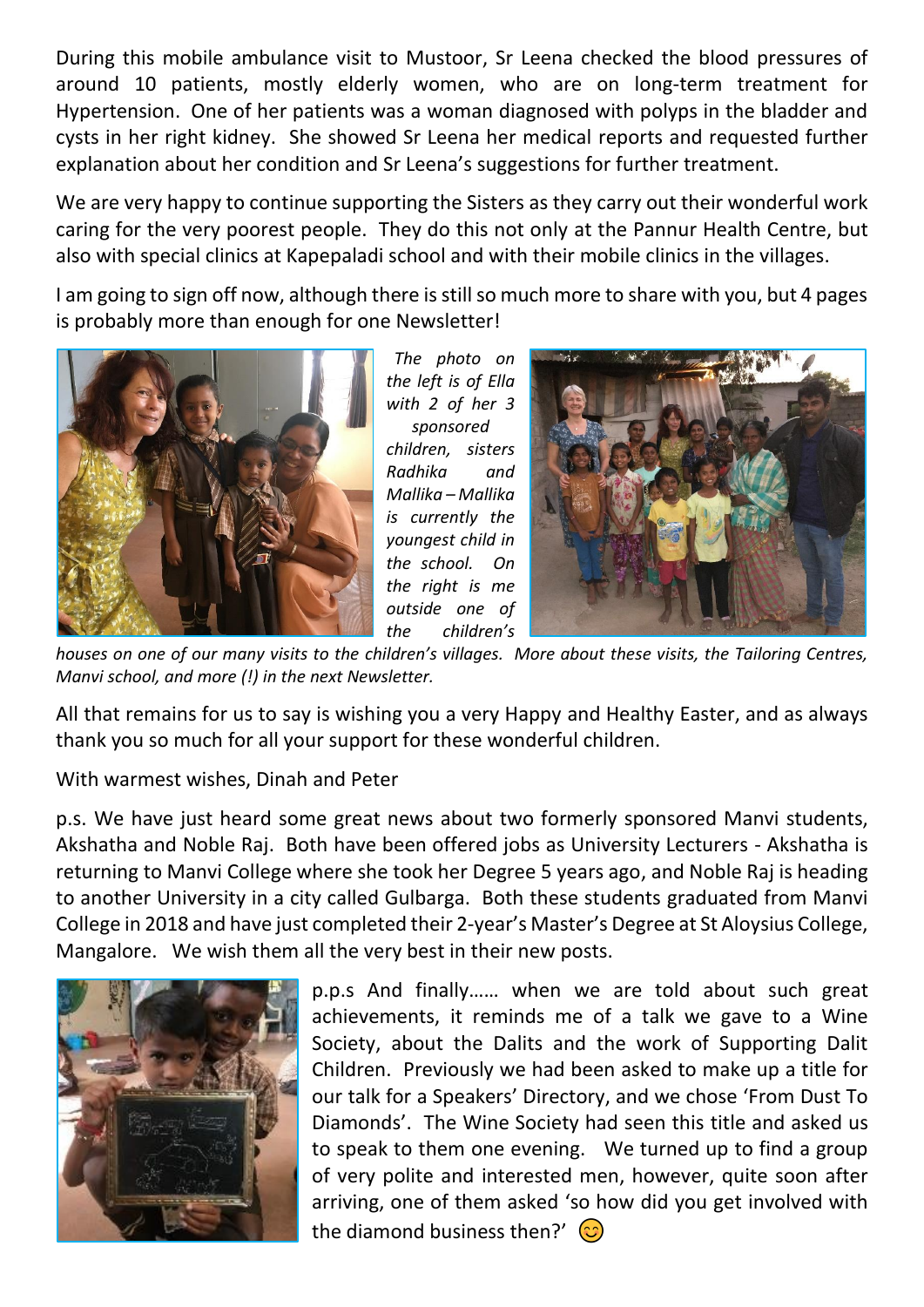During this mobile ambulance visit to Mustoor, Sr Leena checked the blood pressures of around 10 patients, mostly elderly women, who are on long-term treatment for Hypertension. One of her patients was a woman diagnosed with polyps in the bladder and cysts in her right kidney. She showed Sr Leena her medical reports and requested further explanation about her condition and Sr Leena's suggestions for further treatment.

We are very happy to continue supporting the Sisters as they carry out their wonderful work caring for the very poorest people. They do this not only at the Pannur Health Centre, but also with special clinics at Kapepaladi school and with their mobile clinics in the villages.

I am going to sign off now, although there is still so much more to share with you, but 4 pages is probably more than enough for one Newsletter!

*The photo on the left is of Ella with 2 of her 3 sponsored children, sisters Radhika and Mallika – Mallika is currently the youngest child in the school. On the right is me outside one of the children's houses on one of our many visits to the children's villages. More about these visits, the Tailoring Centres, Manvi school, and more (!) in the next Newsletter.*

All that remains for us to say is wishing you a very Happy and Healthy Easter, and as always thank you so much for all your support for these wonderful children.

With warmest wishes, Dinah and Peter

p.s. We have just heard some great news about two formerly sponsored Manvi students, Akshatha and Noble Raj. Both have been offered jobs as University Lecturers - Akshatha is returning to Manvi College where she took her Degree 5 years ago, and Noble Raj is heading to another University in a city called Gulbarga. Both these students graduated from Manvi College in 2018 and have just completed their 2-year's Master's Degree at St Aloysius College, Mangalore. We wish them all the very best in their new posts.

p.p.s And finally…… when we are told about such great achievements, it reminds me of a talk we gave to a Wine Society, about the Dalits and the work of Supporting Dalit Children. Previously we had been asked to make up a title for our talk for a Speakers' Directory, and we chose 'From Dust To Diamonds'. The Wine Society had seen this title and asked us to speak to them one evening. We turned up to find a group of very polite and interested men, however, quite soon after arriving, one of them asked 'so how did you get involved with the diamond business then?' 😊